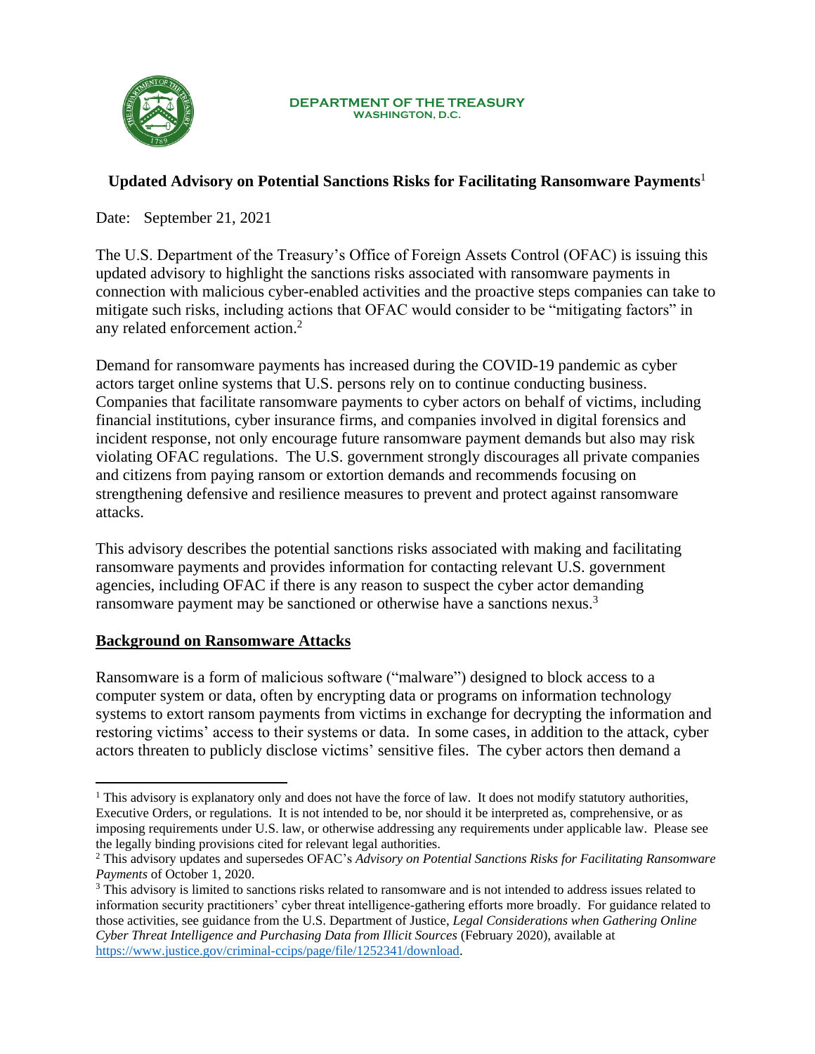**DEPARTMENT OF THE TREASURY**
**WASHINGTON, D.C.**

# Updated Advisory on Potential Sanctions Risks for Facilitating Ransomware Payments[1]

Date: September 21, 2021

The U.S. Department of the Treasury's Office of Foreign Assets Control (OFAC) is issuing this updated advisory to highlight the sanctions risks associated with ransomware payments in connection with malicious cyber-enabled activities and the proactive steps companies can take to mitigate such risks, including actions that OFAC would consider to be "mitigating factors" in any related enforcement action.[2]

Demand for ransomware payments has increased during the COVID-19 pandemic as cyber actors target online systems that U.S. persons rely on to continue conducting business. Companies that facilitate ransomware payments to cyber actors on behalf of victims, including financial institutions, cyber insurance firms, and companies involved in digital forensics and incident response, not only encourage future ransomware payment demands but also may risk violating OFAC regulations. The U.S. government strongly discourages all private companies and citizens from paying ransom or extortion demands and recommends focusing on strengthening defensive and resilience measures to prevent and protect against ransomware attacks.

This advisory describes the potential sanctions risks associated with making and facilitating ransomware payments and provides information for contacting relevant U.S. government agencies, including OFAC if there is any reason to suspect the cyber actor demanding ransomware payment may be sanctioned or otherwise have a sanctions nexus.[3]

## Background on Ransomware Attacks

Ransomware is a form of malicious software ("malware") designed to block access to a computer system or data, often by encrypting data or programs on information technology systems to extort ransom payments from victims in exchange for decrypting the information and restoring victims' access to their systems or data. In some cases, in addition to the attack, cyber actors threaten to publicly disclose victims' sensitive files. The cyber actors then demand a

---

[1] This advisory is explanatory only and does not have the force of law. It does not modify statutory authorities, Executive Orders, or regulations. It is not intended to be, nor should it be interpreted as, comprehensive, or as imposing requirements under U.S. law, or otherwise addressing any requirements under applicable law. Please see the legally binding provisions cited for relevant legal authorities.

[2] This advisory updates and supersedes OFAC's *Advisory on Potential Sanctions Risks for Facilitating Ransomware Payments* of October 1, 2020.

[3] This advisory is limited to sanctions risks related to ransomware and is not intended to address issues related to information security practitioners' cyber threat intelligence-gathering efforts more broadly. For guidance related to those activities, see guidance from the U.S. Department of Justice, *Legal Considerations when Gathering Online Cyber Threat Intelligence and Purchasing Data from Illicit Sources* (February 2020), available at https://www.justice.gov/criminal-ccips/page/file/1252341/download.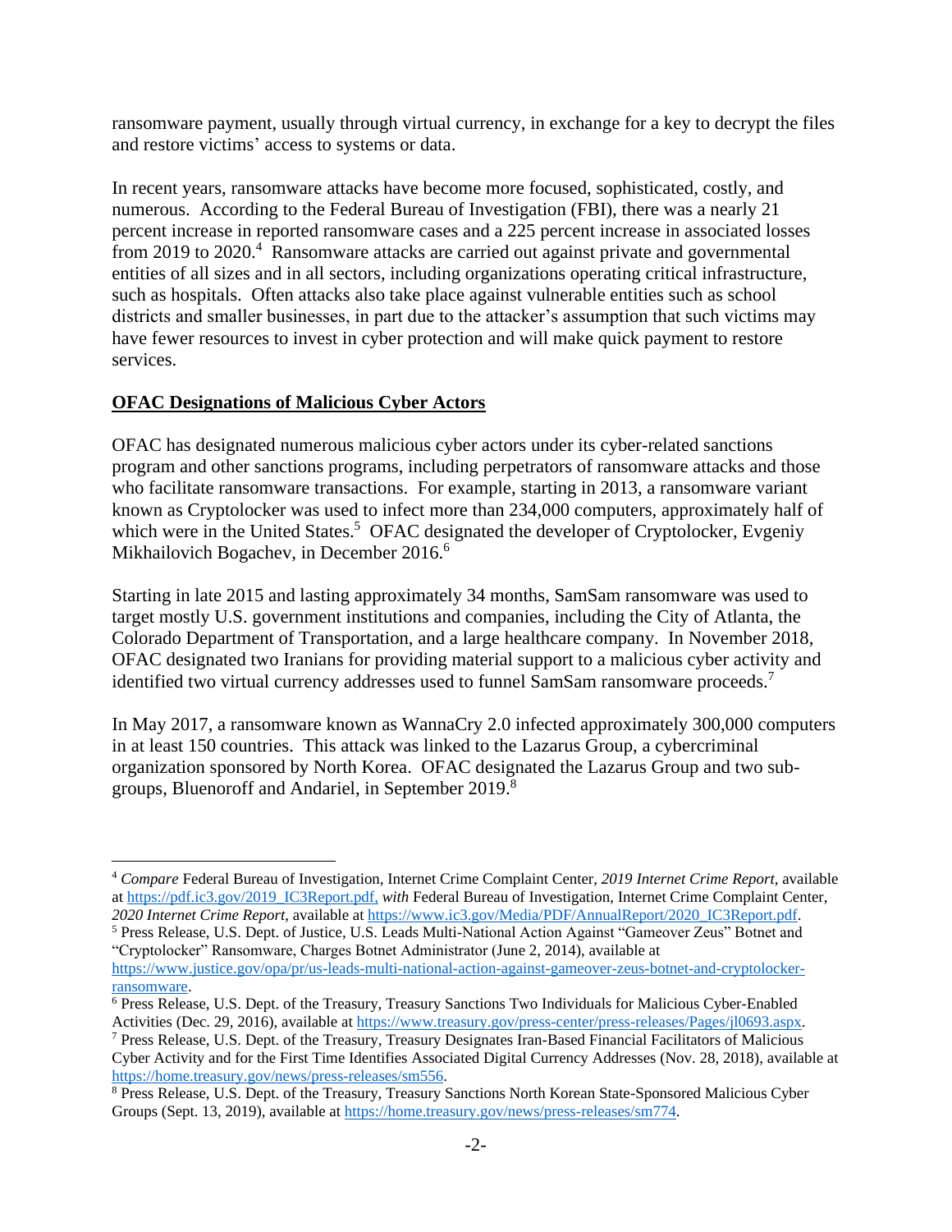ransomware payment, usually through virtual currency, in exchange for a key to decrypt the files and restore victims' access to systems or data.

In recent years, ransomware attacks have become more focused, sophisticated, costly, and numerous. According to the Federal Bureau of Investigation (FBI), there was a nearly 21 percent increase in reported ransomware cases and a 225 percent increase in associated losses from 2019 to 2020.[4] Ransomware attacks are carried out against private and governmental entities of all sizes and in all sectors, including organizations operating critical infrastructure, such as hospitals. Often attacks also take place against vulnerable entities such as school districts and smaller businesses, in part due to the attacker's assumption that such victims may have fewer resources to invest in cyber protection and will make quick payment to restore services.

## OFAC Designations of Malicious Cyber Actors

OFAC has designated numerous malicious cyber actors under its cyber-related sanctions program and other sanctions programs, including perpetrators of ransomware attacks and those who facilitate ransomware transactions. For example, starting in 2013, a ransomware variant known as Cryptolocker was used to infect more than 234,000 computers, approximately half of which were in the United States.[5] OFAC designated the developer of Cryptolocker, Evgeniy Mikhailovich Bogachev, in December 2016.[6]

Starting in late 2015 and lasting approximately 34 months, SamSam ransomware was used to target mostly U.S. government institutions and companies, including the City of Atlanta, the Colorado Department of Transportation, and a large healthcare company. In November 2018, OFAC designated two Iranians for providing material support to a malicious cyber activity and identified two virtual currency addresses used to funnel SamSam ransomware proceeds.[7]

In May 2017, a ransomware known as WannaCry 2.0 infected approximately 300,000 computers in at least 150 countries. This attack was linked to the Lazarus Group, a cybercriminal organization sponsored by North Korea. OFAC designated the Lazarus Group and two sub-groups, Bluenoroff and Andariel, in September 2019.[8]

---

[4] *Compare* Federal Bureau of Investigation, Internet Crime Complaint Center, *2019 Internet Crime Report*, available at https://pdf.ic3.gov/2019_IC3Report.pdf, *with* Federal Bureau of Investigation, Internet Crime Complaint Center, *2020 Internet Crime Report*, available at https://www.ic3.gov/Media/PDF/AnnualReport/2020_IC3Report.pdf.

[5] Press Release, U.S. Dept. of Justice, U.S. Leads Multi-National Action Against "Gameover Zeus" Botnet and "Cryptolocker" Ransomware, Charges Botnet Administrator (June 2, 2014), available at https://www.justice.gov/opa/pr/us-leads-multi-national-action-against-gameover-zeus-botnet-and-cryptolocker-ransomware.

[6] Press Release, U.S. Dept. of the Treasury, Treasury Sanctions Two Individuals for Malicious Cyber-Enabled Activities (Dec. 29, 2016), available at https://www.treasury.gov/press-center/press-releases/Pages/jl0693.aspx.

[7] Press Release, U.S. Dept. of the Treasury, Treasury Designates Iran-Based Financial Facilitators of Malicious Cyber Activity and for the First Time Identifies Associated Digital Currency Addresses (Nov. 28, 2018), available at https://home.treasury.gov/news/press-releases/sm556.

[8] Press Release, U.S. Dept. of the Treasury, Treasury Sanctions North Korean State-Sponsored Malicious Cyber Groups (Sept. 13, 2019), available at https://home.treasury.gov/news/press-releases/sm774.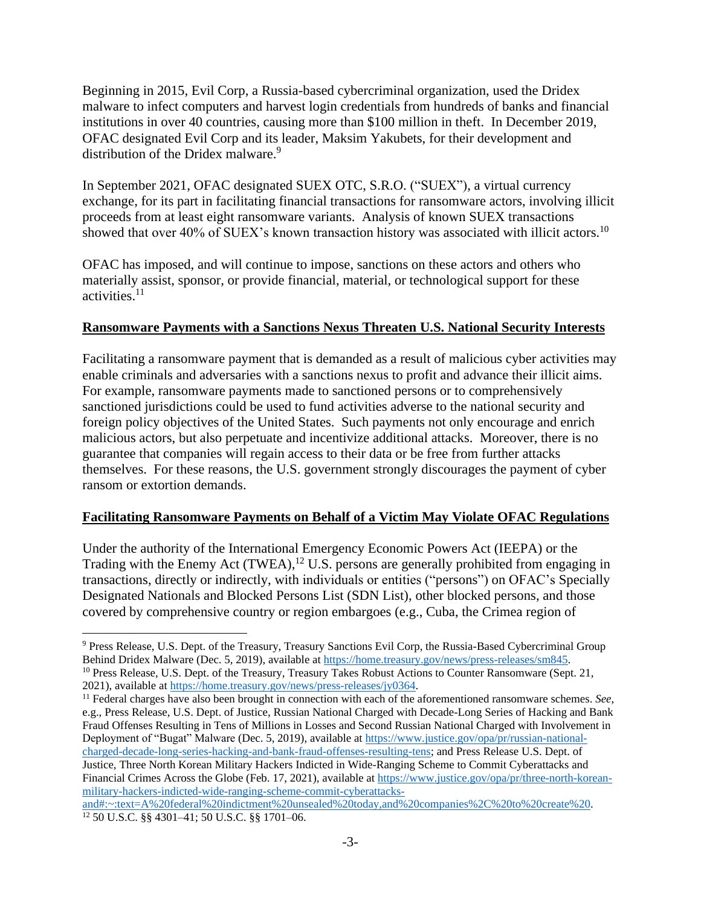Beginning in 2015, Evil Corp, a Russia-based cybercriminal organization, used the Dridex malware to infect computers and harvest login credentials from hundreds of banks and financial institutions in over 40 countries, causing more than $100 million in theft. In December 2019, OFAC designated Evil Corp and its leader, Maksim Yakubets, for their development and distribution of the Dridex malware.[9]

In September 2021, OFAC designated SUEX OTC, S.R.O. ("SUEX"), a virtual currency exchange, for its part in facilitating financial transactions for ransomware actors, involving illicit proceeds from at least eight ransomware variants. Analysis of known SUEX transactions showed that over 40% of SUEX's known transaction history was associated with illicit actors.[10]

OFAC has imposed, and will continue to impose, sanctions on these actors and others who materially assist, sponsor, or provide financial, material, or technological support for these activities.[11]

## <u>Ransomware Payments with a Sanctions Nexus Threaten U.S. National Security Interests</u>

Facilitating a ransomware payment that is demanded as a result of malicious cyber activities may enable criminals and adversaries with a sanctions nexus to profit and advance their illicit aims. For example, ransomware payments made to sanctioned persons or to comprehensively sanctioned jurisdictions could be used to fund activities adverse to the national security and foreign policy objectives of the United States. Such payments not only encourage and enrich malicious actors, but also perpetuate and incentivize additional attacks. Moreover, there is no guarantee that companies will regain access to their data or be free from further attacks themselves. For these reasons, the U.S. government strongly discourages the payment of cyber ransom or extortion demands.

## <u>Facilitating Ransomware Payments on Behalf of a Victim May Violate OFAC Regulations</u>

Under the authority of the International Emergency Economic Powers Act (IEEPA) or the Trading with the Enemy Act (TWEA),[12] U.S. persons are generally prohibited from engaging in transactions, directly or indirectly, with individuals or entities ("persons") on OFAC's Specially Designated Nationals and Blocked Persons List (SDN List), other blocked persons, and those covered by comprehensive country or region embargoes (e.g., Cuba, the Crimea region of

---

[9] Press Release, U.S. Dept. of the Treasury, Treasury Sanctions Evil Corp, the Russia-Based Cybercriminal Group Behind Dridex Malware (Dec. 5, 2019), available at https://home.treasury.gov/news/press-releases/sm845.

[10] Press Release, U.S. Dept. of the Treasury, Treasury Takes Robust Actions to Counter Ransomware (Sept. 21, 2021), available at https://home.treasury.gov/news/press-releases/jy0364.

[11] Federal charges have also been brought in connection with each of the aforementioned ransomware schemes. *See*, e.g., Press Release, U.S. Dept. of Justice, Russian National Charged with Decade-Long Series of Hacking and Bank Fraud Offenses Resulting in Tens of Millions in Losses and Second Russian National Charged with Involvement in Deployment of "Bugat" Malware (Dec. 5, 2019), available at https://www.justice.gov/opa/pr/russian-national-charged-decade-long-series-hacking-and-bank-fraud-offenses-resulting-tens; and Press Release U.S. Dept. of Justice, Three North Korean Military Hackers Indicted in Wide-Ranging Scheme to Commit Cyberattacks and Financial Crimes Across the Globe (Feb. 17, 2021), available at https://www.justice.gov/opa/pr/three-north-korean-military-hackers-indicted-wide-ranging-scheme-commit-cyberattacks-and#:~:text=A%20federal%20indictment%20unsealed%20today,and%20companies%2C%20to%20create%20.

[12] 50 U.S.C. §§ 4301–41; 50 U.S.C. §§ 1701–06.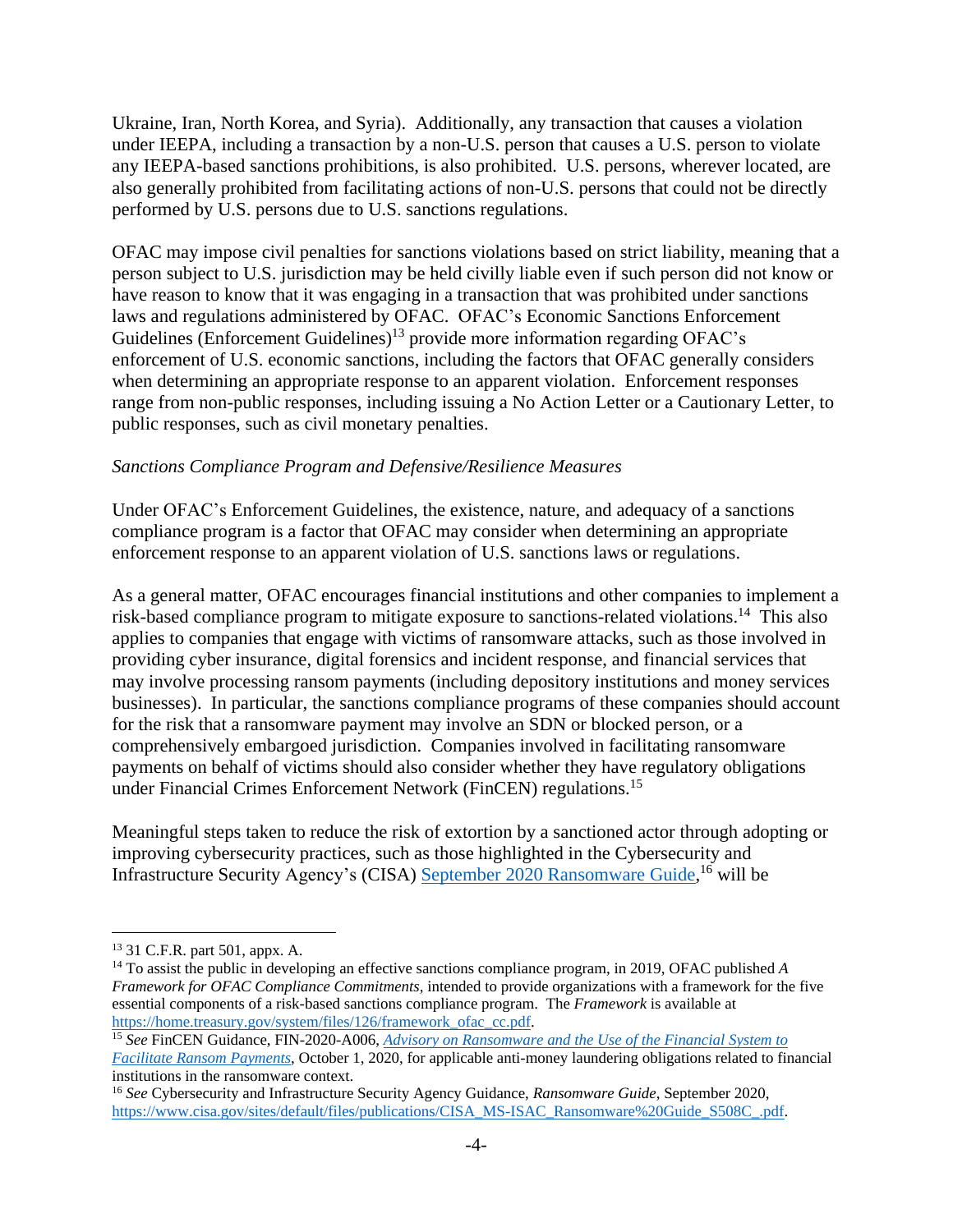Ukraine, Iran, North Korea, and Syria). Additionally, any transaction that causes a violation under IEEPA, including a transaction by a non-U.S. person that causes a U.S. person to violate any IEEPA-based sanctions prohibitions, is also prohibited. U.S. persons, wherever located, are also generally prohibited from facilitating actions of non-U.S. persons that could not be directly performed by U.S. persons due to U.S. sanctions regulations.

OFAC may impose civil penalties for sanctions violations based on strict liability, meaning that a person subject to U.S. jurisdiction may be held civilly liable even if such person did not know or have reason to know that it was engaging in a transaction that was prohibited under sanctions laws and regulations administered by OFAC. OFAC's Economic Sanctions Enforcement Guidelines (Enforcement Guidelines)[13] provide more information regarding OFAC's enforcement of U.S. economic sanctions, including the factors that OFAC generally considers when determining an appropriate response to an apparent violation. Enforcement responses range from non-public responses, including issuing a No Action Letter or a Cautionary Letter, to public responses, such as civil monetary penalties.

*Sanctions Compliance Program and Defensive/Resilience Measures*

Under OFAC's Enforcement Guidelines, the existence, nature, and adequacy of a sanctions compliance program is a factor that OFAC may consider when determining an appropriate enforcement response to an apparent violation of U.S. sanctions laws or regulations.

As a general matter, OFAC encourages financial institutions and other companies to implement a risk-based compliance program to mitigate exposure to sanctions-related violations.[14] This also applies to companies that engage with victims of ransomware attacks, such as those involved in providing cyber insurance, digital forensics and incident response, and financial services that may involve processing ransom payments (including depository institutions and money services businesses). In particular, the sanctions compliance programs of these companies should account for the risk that a ransomware payment may involve an SDN or blocked person, or a comprehensively embargoed jurisdiction. Companies involved in facilitating ransomware payments on behalf of victims should also consider whether they have regulatory obligations under Financial Crimes Enforcement Network (FinCEN) regulations.[15]

Meaningful steps taken to reduce the risk of extortion by a sanctioned actor through adopting or improving cybersecurity practices, such as those highlighted in the Cybersecurity and Infrastructure Security Agency's (CISA) [September 2020 Ransomware Guide](https://www.cisa.gov/sites/default/files/publications/CISA_MS-ISAC_Ransomware%20Guide_S508C_.pdf),[16] will be

---

[13] 31 C.F.R. part 501, appx. A.

[14] To assist the public in developing an effective sanctions compliance program, in 2019, OFAC published *A Framework for OFAC Compliance Commitments*, intended to provide organizations with a framework for the five essential components of a risk-based sanctions compliance program. The *Framework* is available at https://home.treasury.gov/system/files/126/framework_ofac_cc.pdf.

[15] *See* FinCEN Guidance, FIN-2020-A006, *Advisory on Ransomware and the Use of the Financial System to Facilitate Ransom Payments*, October 1, 2020, for applicable anti-money laundering obligations related to financial institutions in the ransomware context.

[16] *See* Cybersecurity and Infrastructure Security Agency Guidance, *Ransomware Guide*, September 2020, https://www.cisa.gov/sites/default/files/publications/CISA_MS-ISAC_Ransomware%20Guide_S508C_.pdf.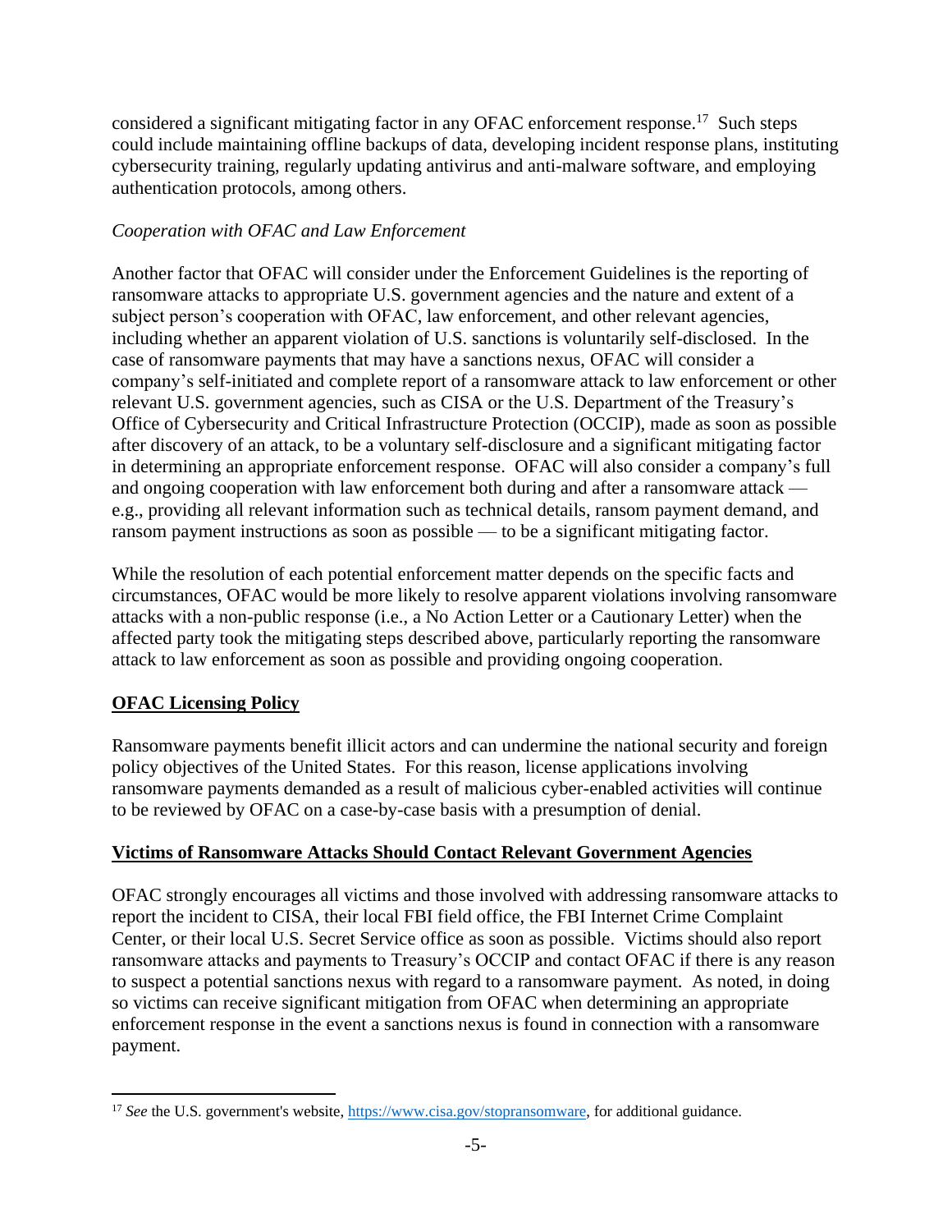considered a significant mitigating factor in any OFAC enforcement response.[17] Such steps could include maintaining offline backups of data, developing incident response plans, instituting cybersecurity training, regularly updating antivirus and anti-malware software, and employing authentication protocols, among others.

*Cooperation with OFAC and Law Enforcement*

Another factor that OFAC will consider under the Enforcement Guidelines is the reporting of ransomware attacks to appropriate U.S. government agencies and the nature and extent of a subject person's cooperation with OFAC, law enforcement, and other relevant agencies, including whether an apparent violation of U.S. sanctions is voluntarily self-disclosed. In the case of ransomware payments that may have a sanctions nexus, OFAC will consider a company's self-initiated and complete report of a ransomware attack to law enforcement or other relevant U.S. government agencies, such as CISA or the U.S. Department of the Treasury's Office of Cybersecurity and Critical Infrastructure Protection (OCCIP), made as soon as possible after discovery of an attack, to be a voluntary self-disclosure and a significant mitigating factor in determining an appropriate enforcement response. OFAC will also consider a company's full and ongoing cooperation with law enforcement both during and after a ransomware attack — e.g., providing all relevant information such as technical details, ransom payment demand, and ransom payment instructions as soon as possible — to be a significant mitigating factor.

While the resolution of each potential enforcement matter depends on the specific facts and circumstances, OFAC would be more likely to resolve apparent violations involving ransomware attacks with a non-public response (i.e., a No Action Letter or a Cautionary Letter) when the affected party took the mitigating steps described above, particularly reporting the ransomware attack to law enforcement as soon as possible and providing ongoing cooperation.

## OFAC Licensing Policy

Ransomware payments benefit illicit actors and can undermine the national security and foreign policy objectives of the United States. For this reason, license applications involving ransomware payments demanded as a result of malicious cyber-enabled activities will continue to be reviewed by OFAC on a case-by-case basis with a presumption of denial.

## Victims of Ransomware Attacks Should Contact Relevant Government Agencies

OFAC strongly encourages all victims and those involved with addressing ransomware attacks to report the incident to CISA, their local FBI field office, the FBI Internet Crime Complaint Center, or their local U.S. Secret Service office as soon as possible. Victims should also report ransomware attacks and payments to Treasury's OCCIP and contact OFAC if there is any reason to suspect a potential sanctions nexus with regard to a ransomware payment. As noted, in doing so victims can receive significant mitigation from OFAC when determining an appropriate enforcement response in the event a sanctions nexus is found in connection with a ransomware payment.

---

[17] *See* the U.S. government's website, https://www.cisa.gov/stopransomware, for additional guidance.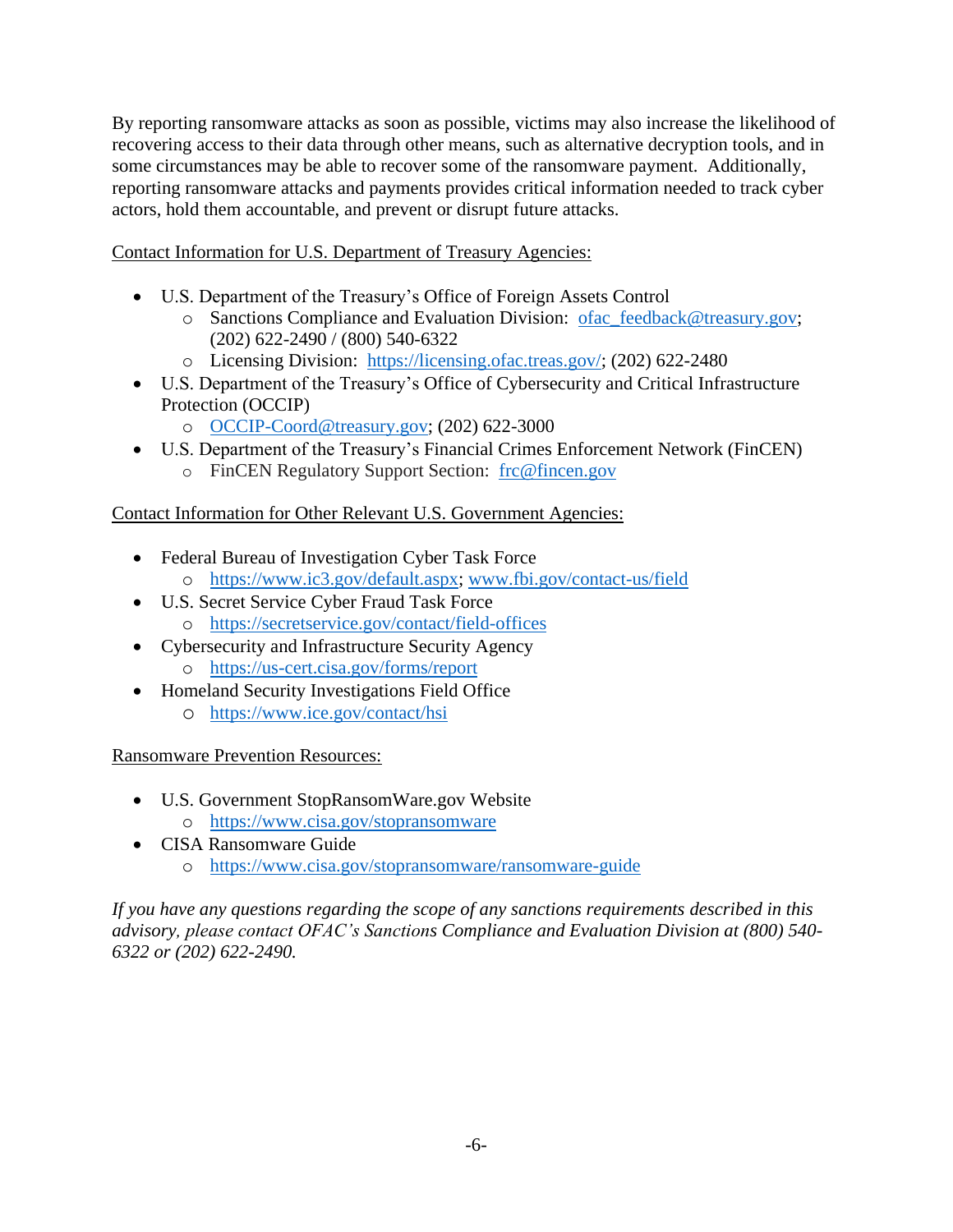By reporting ransomware attacks as soon as possible, victims may also increase the likelihood of recovering access to their data through other means, such as alternative decryption tools, and in some circumstances may be able to recover some of the ransomware payment. Additionally, reporting ransomware attacks and payments provides critical information needed to track cyber actors, hold them accountable, and prevent or disrupt future attacks.

Contact Information for U.S. Department of Treasury Agencies:

- U.S. Department of the Treasury's Office of Foreign Assets Control
  - Sanctions Compliance and Evaluation Division: ofac_feedback@treasury.gov; (202) 622-2490 / (800) 540-6322
  - Licensing Division: https://licensing.ofac.treas.gov/; (202) 622-2480
- U.S. Department of the Treasury's Office of Cybersecurity and Critical Infrastructure Protection (OCCIP)
  - OCCIP-Coord@treasury.gov; (202) 622-3000
- U.S. Department of the Treasury's Financial Crimes Enforcement Network (FinCEN)
  - FinCEN Regulatory Support Section: frc@fincen.gov

Contact Information for Other Relevant U.S. Government Agencies:

- Federal Bureau of Investigation Cyber Task Force
  - https://www.ic3.gov/default.aspx; www.fbi.gov/contact-us/field
- U.S. Secret Service Cyber Fraud Task Force
  - https://secretservice.gov/contact/field-offices
- Cybersecurity and Infrastructure Security Agency
  - https://us-cert.cisa.gov/forms/report
- Homeland Security Investigations Field Office
  - https://www.ice.gov/contact/hsi

Ransomware Prevention Resources:

- U.S. Government StopRansomWare.gov Website
  - https://www.cisa.gov/stopransomware
- CISA Ransomware Guide
  - https://www.cisa.gov/stopransomware/ransomware-guide

*If you have any questions regarding the scope of any sanctions requirements described in this advisory, please contact OFAC's Sanctions Compliance and Evaluation Division at (800) 540-6322 or (202) 622-2490.*